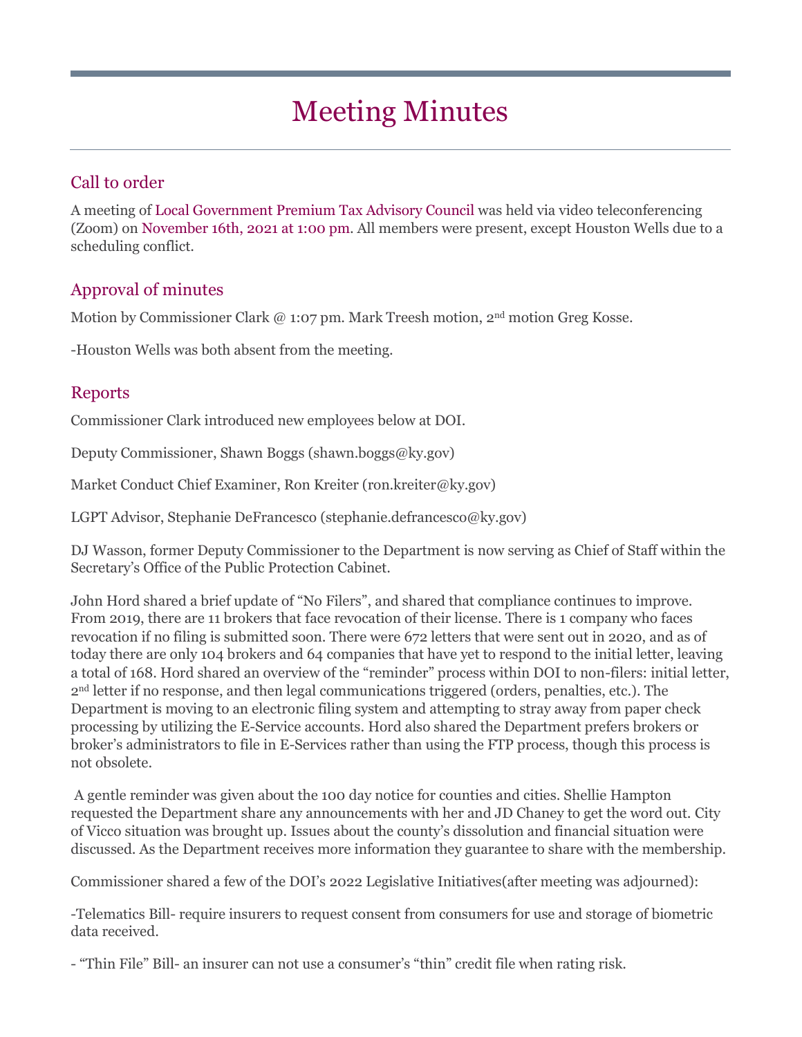# Meeting Minutes

## Call to order

A meeting of Local Government Premium Tax Advisory Council was held via video teleconferencing (Zoom) on November 16th, 2021 at 1:00 pm. All members were present, except Houston Wells due to a scheduling conflict.

## Approval of minutes

Motion by Commissioner Clark @ 1:07 pm. Mark Treesh motion, 2nd motion Greg Kosse.

-Houston Wells was both absent from the meeting.

## Reports

Commissioner Clark introduced new employees below at DOI.

Deputy Commissioner, Shawn Boggs (shawn.boggs@ky.gov)

Market Conduct Chief Examiner, Ron Kreiter (ron.kreiter@ky.gov)

LGPT Advisor, Stephanie DeFrancesco (stephanie.defrancesco@ky.gov)

DJ Wasson, former Deputy Commissioner to the Department is now serving as Chief of Staff within the Secretary's Office of the Public Protection Cabinet.

John Hord shared a brief update of "No Filers", and shared that compliance continues to improve. From 2019, there are 11 brokers that face revocation of their license. There is 1 company who faces revocation if no filing is submitted soon. There were 672 letters that were sent out in 2020, and as of today there are only 104 brokers and 64 companies that have yet to respond to the initial letter, leaving a total of 168. Hord shared an overview of the "reminder" process within DOI to non-filers: initial letter, 2nd letter if no response, and then legal communications triggered (orders, penalties, etc.). The Department is moving to an electronic filing system and attempting to stray away from paper check processing by utilizing the E-Service accounts. Hord also shared the Department prefers brokers or broker's administrators to file in E-Services rather than using the FTP process, though this process is not obsolete.

A gentle reminder was given about the 100 day notice for counties and cities. Shellie Hampton requested the Department share any announcements with her and JD Chaney to get the word out. City of Vicco situation was brought up. Issues about the county's dissolution and financial situation were discussed. As the Department receives more information they guarantee to share with the membership.

Commissioner shared a few of the DOI's 2022 Legislative Initiatives(after meeting was adjourned):

-Telematics Bill- require insurers to request consent from consumers for use and storage of biometric data received.

- "Thin File" Bill- an insurer can not use a consumer's "thin" credit file when rating risk.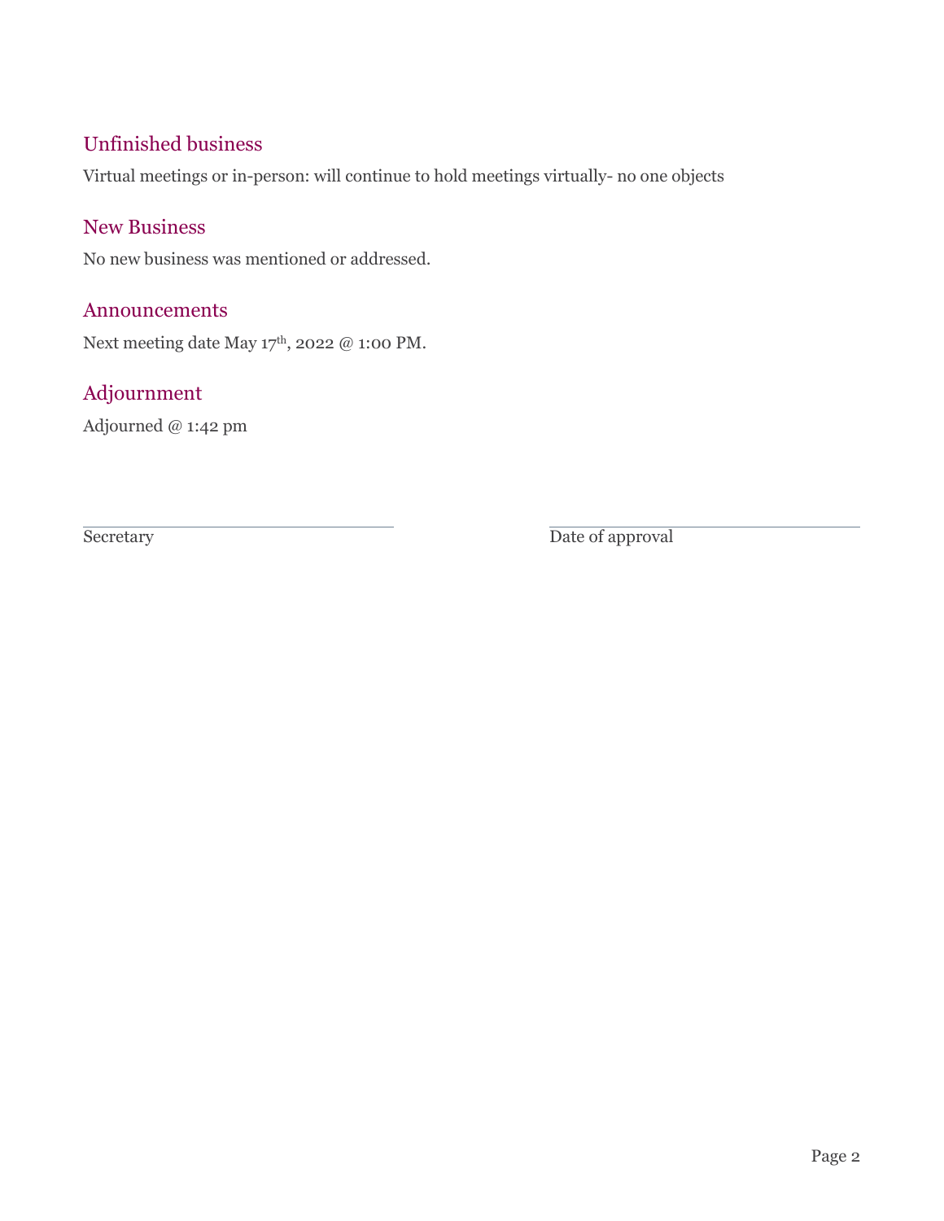## Unfinished business

Virtual meetings or in-person: will continue to hold meetings virtually- no one objects

## New Business

No new business was mentioned or addressed.

## Announcements

Next meeting date May 17th, 2022 @ 1:00 PM.

## Adjournment

Adjourned @ 1:42 pm

\_\_\_\_\_\_\_\_\_\_\_\_\_\_\_\_\_\_\_\_\_\_\_\_\_\_\_\_\_\_
Secretary

\_\_\_\_\_\_\_\_\_\_\_\_\_\_\_\_\_\_\_\_\_\_\_\_\_\_\_\_\_\_
Date of approval